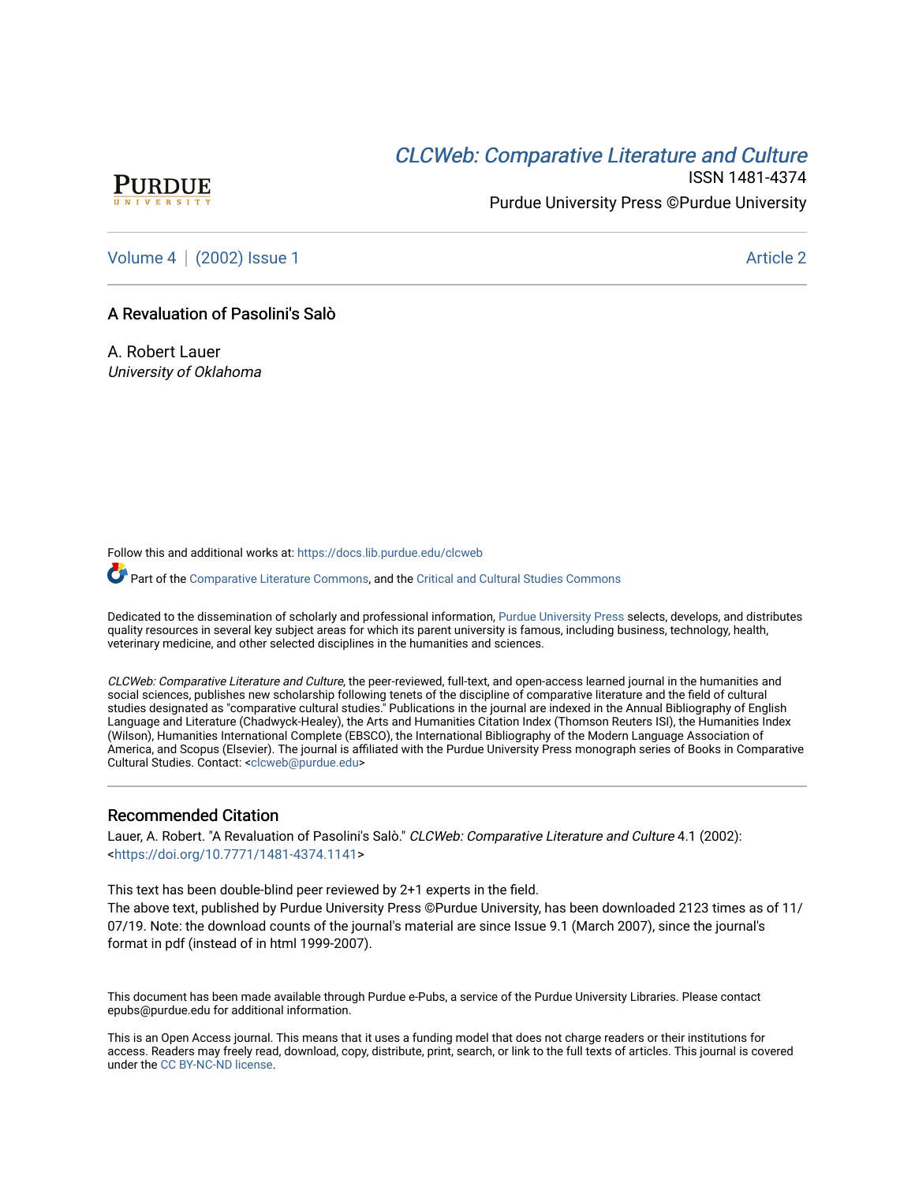PURDUE
UNIVERSITY

*CLCWeb: Comparative Literature and Culture*

ISSN 1481-4374

Purdue University Press ©Purdue University

Volume 4 | (2002) Issue 1 Article 2

# A Revaluation of Pasolini's Salò

A. Robert Lauer
*University of Oklahoma*

Follow this and additional works at: https://docs.lib.purdue.edu/clcweb

Part of the Comparative Literature Commons, and the Critical and Cultural Studies Commons

Dedicated to the dissemination of scholarly and professional information, Purdue University Press selects, develops, and distributes quality resources in several key subject areas for which its parent university is famous, including business, technology, health, veterinary medicine, and other selected disciplines in the humanities and sciences.

*CLCWeb: Comparative Literature and Culture*, the peer-reviewed, full-text, and open-access learned journal in the humanities and social sciences, publishes new scholarship following tenets of the discipline of comparative literature and the field of cultural studies designated as "comparative cultural studies." Publications in the journal are indexed in the Annual Bibliography of English Language and Literature (Chadwyck-Healey), the Arts and Humanities Citation Index (Thomson Reuters ISI), the Humanities Index (Wilson), Humanities International Complete (EBSCO), the International Bibliography of the Modern Language Association of America, and Scopus (Elsevier). The journal is affiliated with the Purdue University Press monograph series of Books in Comparative Cultural Studies. Contact: <clcweb@purdue.edu>

## Recommended Citation

Lauer, A. Robert. "A Revaluation of Pasolini's Salò." *CLCWeb: Comparative Literature and Culture* 4.1 (2002): <https://doi.org/10.7771/1481-4374.1141>

This text has been double-blind peer reviewed by 2+1 experts in the field.
The above text, published by Purdue University Press ©Purdue University, has been downloaded 2123 times as of 11/07/19. Note: the download counts of the journal's material are since Issue 9.1 (March 2007), since the journal's format in pdf (instead of in html 1999-2007).

This document has been made available through Purdue e-Pubs, a service of the Purdue University Libraries. Please contact epubs@purdue.edu for additional information.

This is an Open Access journal. This means that it uses a funding model that does not charge readers or their institutions for access. Readers may freely read, download, copy, distribute, print, search, or link to the full texts of articles. This journal is covered under the CC BY-NC-ND license.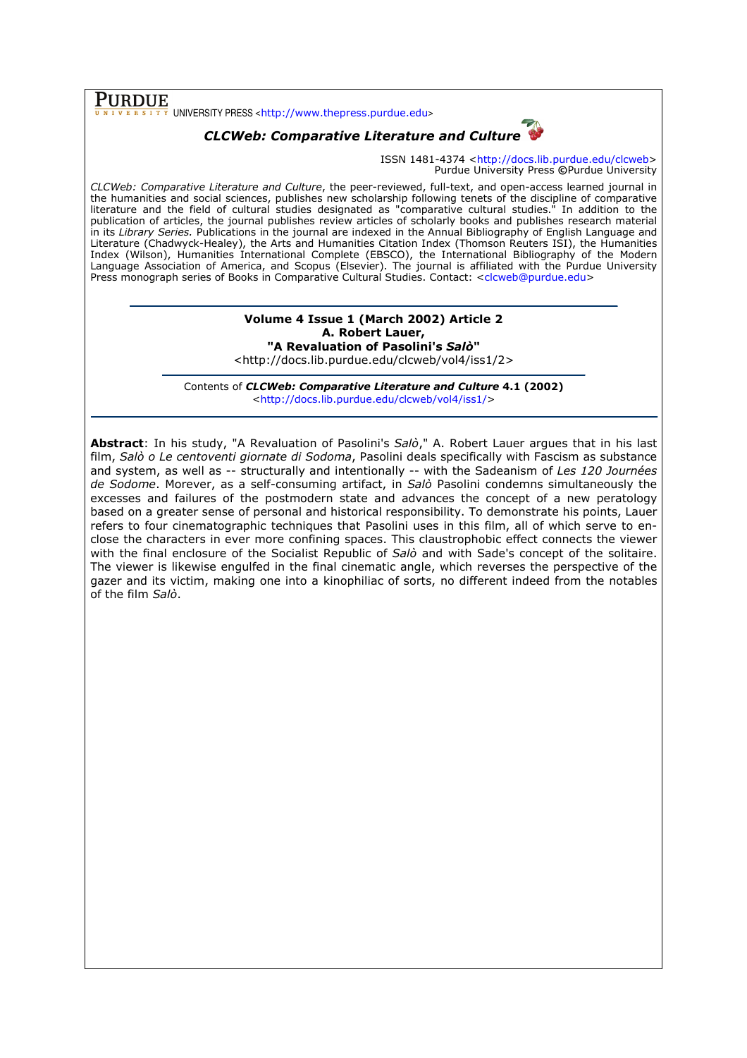**PURDUE** UNIVERSITY PRESS <http://www.thepress.purdue.edu>

***CLCWeb: Comparative Literature and Culture***

ISSN 1481-4374 <http://docs.lib.purdue.edu/clcweb>
Purdue University Press ©Purdue University

*CLCWeb: Comparative Literature and Culture*, the peer-reviewed, full-text, and open-access learned journal in the humanities and social sciences, publishes new scholarship following tenets of the discipline of comparative literature and the field of cultural studies designated as "comparative cultural studies." In addition to the publication of articles, the journal publishes review articles of scholarly books and publishes research material in its *Library Series.* Publications in the journal are indexed in the Annual Bibliography of English Language and Literature (Chadwyck-Healey), the Arts and Humanities Citation Index (Thomson Reuters ISI), the Humanities Index (Wilson), Humanities International Complete (EBSCO), the International Bibliography of the Modern Language Association of America, and Scopus (Elsevier). The journal is affiliated with the Purdue University Press monograph series of Books in Comparative Cultural Studies. Contact: <clcweb@purdue.edu>

---

**Volume 4 Issue 1 (March 2002) Article 2**
**A. Robert Lauer,**
**"A Revaluation of Pasolini's *Salò*"**
<http://docs.lib.purdue.edu/clcweb/vol4/iss1/2>

---

Contents of ***CLCWeb: Comparative Literature and Culture*** **4.1 (2002)**
<http://docs.lib.purdue.edu/clcweb/vol4/iss1/>

---

**Abstract**: In his study, "A Revaluation of Pasolini's *Salò*," A. Robert Lauer argues that in his last film, *Salò o Le centoventi giornate di Sodoma*, Pasolini deals specifically with Fascism as substance and system, as well as -- structurally and intentionally -- with the Sadeanism of *Les 120 Journées de Sodome*. Morever, as a self-consuming artifact, in *Salò* Pasolini condemns simultaneously the excesses and failures of the postmodern state and advances the concept of a new peratology based on a greater sense of personal and historical responsibility. To demonstrate his points, Lauer refers to four cinematographic techniques that Pasolini uses in this film, all of which serve to en-close the characters in ever more confining spaces. This claustrophobic effect connects the viewer with the final enclosure of the Socialist Republic of *Salò* and with Sade's concept of the solitaire. The viewer is likewise engulfed in the final cinematic angle, which reverses the perspective of the gazer and its victim, making one into a kinophiliac of sorts, no different indeed from the notables of the film *Salò*.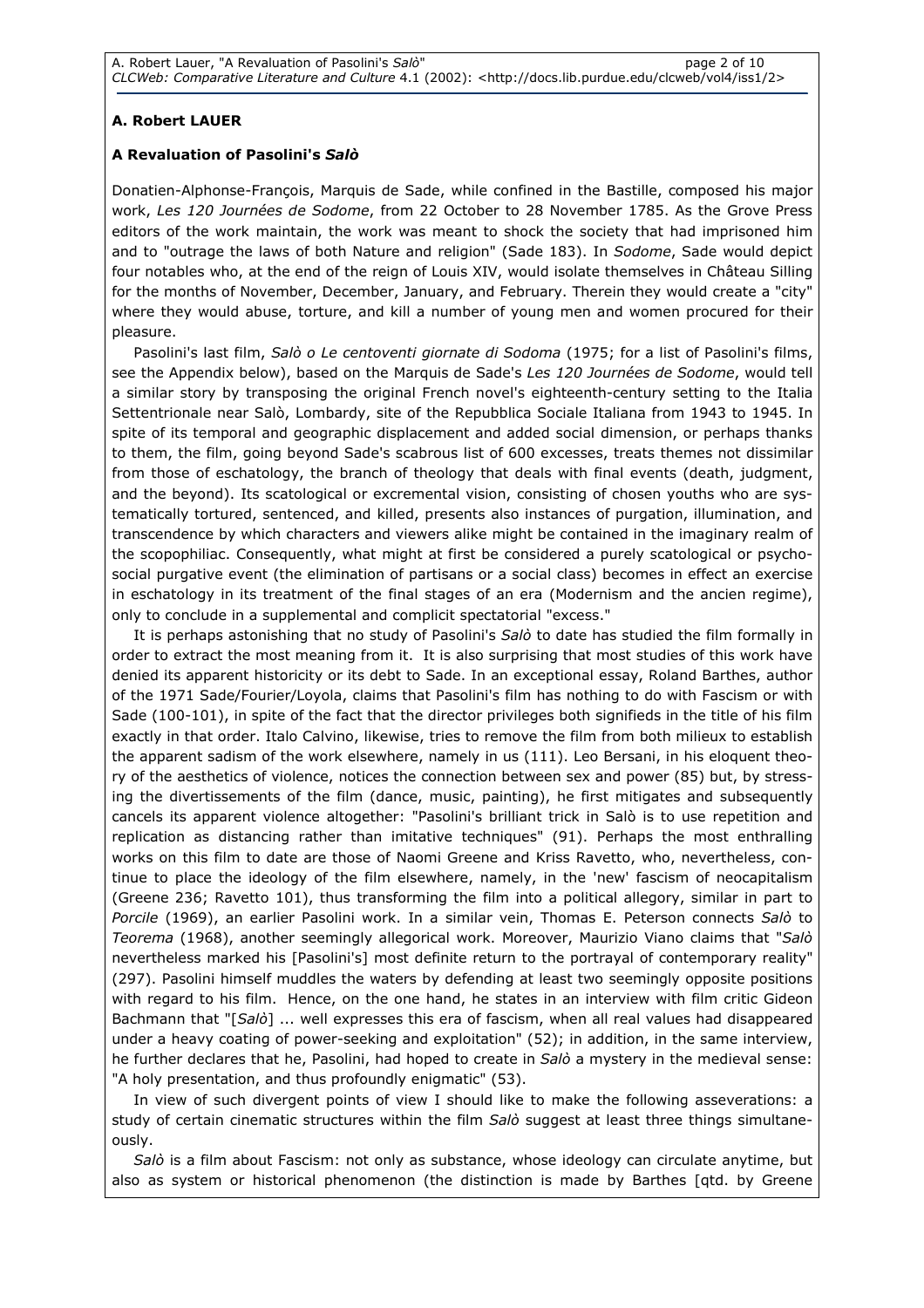**A. Robert LAUER**

**A Revaluation of Pasolini's *Salò***

Donatien-Alphonse-François, Marquis de Sade, while confined in the Bastille, composed his major work, *Les 120 Journées de Sodome*, from 22 October to 28 November 1785. As the Grove Press editors of the work maintain, the work was meant to shock the society that had imprisoned him and to "outrage the laws of both Nature and religion" (Sade 183). In *Sodome*, Sade would depict four notables who, at the end of the reign of Louis XIV, would isolate themselves in Château Silling for the months of November, December, January, and February. Therein they would create a "city" where they would abuse, torture, and kill a number of young men and women procured for their pleasure.

Pasolini's last film, *Salò o Le centoventi giornate di Sodoma* (1975; for a list of Pasolini's films, see the Appendix below), based on the Marquis de Sade's *Les 120 Journées de Sodome*, would tell a similar story by transposing the original French novel's eighteenth-century setting to the Italia Settentrionale near Salò, Lombardy, site of the Repubblica Sociale Italiana from 1943 to 1945. In spite of its temporal and geographic displacement and added social dimension, or perhaps thanks to them, the film, going beyond Sade's scabrous list of 600 excesses, treats themes not dissimilar from those of eschatology, the branch of theology that deals with final events (death, judgment, and the beyond). Its scatological or excremental vision, consisting of chosen youths who are systematically tortured, sentenced, and killed, presents also instances of purgation, illumination, and transcendence by which characters and viewers alike might be contained in the imaginary realm of the scopophiliac. Consequently, what might at first be considered a purely scatological or psycho-social purgative event (the elimination of partisans or a social class) becomes in effect an exercise in eschatology in its treatment of the final stages of an era (Modernism and the ancien regime), only to conclude in a supplemental and complicit spectatorial "excess."

It is perhaps astonishing that no study of Pasolini's *Salò* to date has studied the film formally in order to extract the most meaning from it. It is also surprising that most studies of this work have denied its apparent historicity or its debt to Sade. In an exceptional essay, Roland Barthes, author of the 1971 Sade/Fourier/Loyola, claims that Pasolini's film has nothing to do with Fascism or with Sade (100-101), in spite of the fact that the director privileges both signifieds in the title of his film exactly in that order. Italo Calvino, likewise, tries to remove the film from both milieus to establish the apparent sadism of the work elsewhere, namely in us (111). Leo Bersani, in his eloquent theory of the aesthetics of violence, notices the connection between sex and power (85) but, by stressing the divertissements of the film (dance, music, painting), he first mitigates and subsequently cancels its apparent violence altogether: "Pasolini's brilliant trick in Salò is to use repetition and replication as distancing rather than imitative techniques" (91). Perhaps the most enthralling works on this film to date are those of Naomi Greene and Kriss Ravetto, who, nevertheless, continue to place the ideology of the film elsewhere, namely, in the 'new' fascism of neocapitalism (Greene 236; Ravetto 101), thus transforming the film into a political allegory, similar in part to *Porcile* (1969), an earlier Pasolini work. In a similar vein, Thomas E. Peterson connects *Salò* to *Teorema* (1968), another seemingly allegorical work. Moreover, Maurizio Viano claims that "*Salò* nevertheless marked his [Pasolini's] most definite return to the portrayal of contemporary reality" (297). Pasolini himself muddles the waters by defending at least two seemingly opposite positions with regard to his film. Hence, on the one hand, he states in an interview with film critic Gideon Bachmann that "[*Salò*] ... well expresses this era of fascism, when all real values had disappeared under a heavy coating of power-seeking and exploitation" (52); in addition, in the same interview, he further declares that he, Pasolini, had hoped to create in *Salò* a mystery in the medieval sense: "A holy presentation, and thus profoundly enigmatic" (53).

In view of such divergent points of view I should like to make the following asseverations: a study of certain cinematic structures within the film *Salò* suggest at least three things simultaneously.

*Salò* is a film about Fascism: not only as substance, whose ideology can circulate anytime, but also as system or historical phenomenon (the distinction is made by Barthes [qtd. by Greene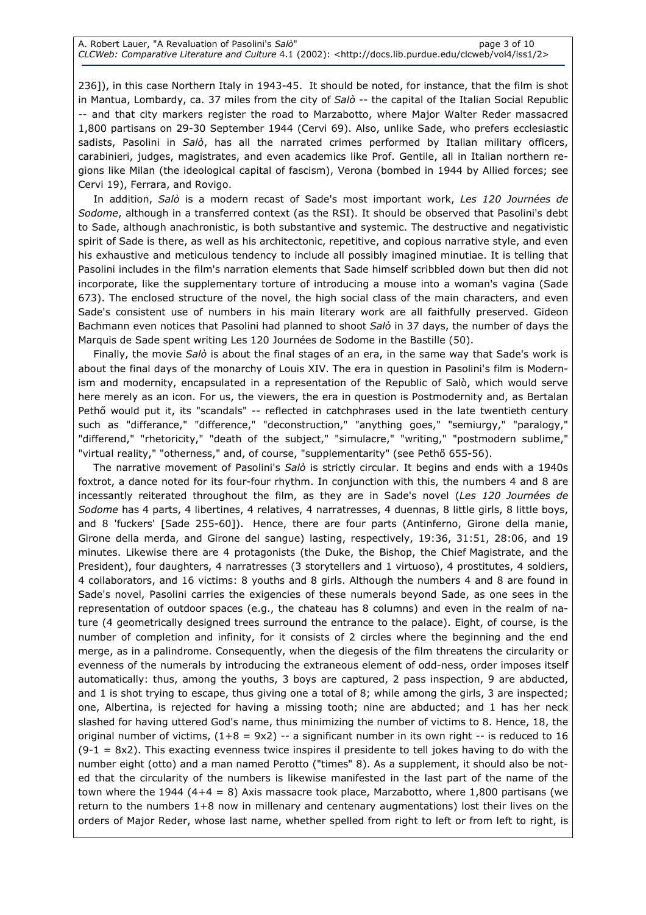236]), in this case Northern Italy in 1943-45. It should be noted, for instance, that the film is shot in Mantua, Lombardy, ca. 37 miles from the city of *Salò* -- the capital of the Italian Social Republic -- and that city markers register the road to Marzabotto, where Major Walter Reder massacred 1,800 partisans on 29-30 September 1944 (Cervi 69). Also, unlike Sade, who prefers ecclesiastic sadists, Pasolini in *Salò*, has all the narrated crimes performed by Italian military officers, carabinieri, judges, magistrates, and even academics like Prof. Gentile, all in Italian northern regions like Milan (the ideological capital of fascism), Verona (bombed in 1944 by Allied forces; see Cervi 19), Ferrara, and Rovigo.

In addition, *Salò* is a modern recast of Sade's most important work, *Les 120 Journées de Sodome*, although in a transferred context (as the RSI). It should be observed that Pasolini's debt to Sade, although anachronistic, is both substantive and systemic. The destructive and negativistic spirit of Sade is there, as well as his architectonic, repetitive, and copious narrative style, and even his exhaustive and meticulous tendency to include all possibly imagined minutiae. It is telling that Pasolini includes in the film's narration elements that Sade himself scribbled down but then did not incorporate, like the supplementary torture of introducing a mouse into a woman's vagina (Sade 673). The enclosed structure of the novel, the high social class of the main characters, and even Sade's consistent use of numbers in his main literary work are all faithfully preserved. Gideon Bachmann even notices that Pasolini had planned to shoot *Salò* in 37 days, the number of days the Marquis de Sade spent writing Les 120 Journées de Sodome in the Bastille (50).

Finally, the movie *Salò* is about the final stages of an era, in the same way that Sade's work is about the final days of the monarchy of Louis XIV. The era in question in Pasolini's film is Modernism and modernity, encapsulated in a representation of the Republic of Salò, which would serve here merely as an icon. For us, the viewers, the era in question is Postmodernity and, as Bertalan Pethő would put it, its "scandals" -- reflected in catchphrases used in the late twentieth century such as "differance," "difference," "deconstruction," "anything goes," "semiurgy," "paralogy," "differend," "rhetoricity," "death of the subject," "simulacre," "writing," "postmodern sublime," "virtual reality," "otherness," and, of course, "supplementarity" (see Pethő 655-56).

The narrative movement of Pasolini's *Salò* is strictly circular. It begins and ends with a 1940s foxtrot, a dance noted for its four-four rhythm. In conjunction with this, the numbers 4 and 8 are incessantly reiterated throughout the film, as they are in Sade's novel (*Les 120 Journées de Sodome* has 4 parts, 4 libertines, 4 relatives, 4 narratresses, 4 duennas, 8 little girls, 8 little boys, and 8 'fuckers' [Sade 255-60]). Hence, there are four parts (Antinferno, Girone della manie, Girone della merda, and Girone del sangue) lasting, respectively, 19:36, 31:51, 28:06, and 19 minutes. Likewise there are 4 protagonists (the Duke, the Bishop, the Chief Magistrate, and the President), four daughters, 4 narratresses (3 storytellers and 1 virtuoso), 4 prostitutes, 4 soldiers, 4 collaborators, and 16 victims: 8 youths and 8 girls. Although the numbers 4 and 8 are found in Sade's novel, Pasolini carries the exigencies of these numerals beyond Sade, as one sees in the representation of outdoor spaces (e.g., the chateau has 8 columns) and even in the realm of nature (4 geometrically designed trees surround the entrance to the palace). Eight, of course, is the number of completion and infinity, for it consists of 2 circles where the beginning and the end merge, as in a palindrome. Consequently, when the diegesis of the film threatens the circularity or evenness of the numerals by introducing the extraneous element of odd-ness, order imposes itself automatically: thus, among the youths, 3 boys are captured, 2 pass inspection, 9 are abducted, and 1 is shot trying to escape, thus giving one a total of 8; while among the girls, 3 are inspected; one, Albertina, is rejected for having a missing tooth; nine are abducted; and 1 has her neck slashed for having uttered God's name, thus minimizing the number of victims to 8. Hence, 18, the original number of victims, ($1+8 = 9x2$) -- a significant number in its own right -- is reduced to 16 ($9-1 = 8x2$). This exacting evenness twice inspires il presidente to tell jokes having to do with the number eight (otto) and a man named Perotto ("times" 8). As a supplement, it should also be noted that the circularity of the numbers is likewise manifested in the last part of the name of the town where the 1944 ($4+4 = 8$) Axis massacre took place, Marzabotto, where 1,800 partisans (we return to the numbers 1+8 now in millenary and centenary augmentations) lost their lives on the orders of Major Reder, whose last name, whether spelled from right to left or from left to right, is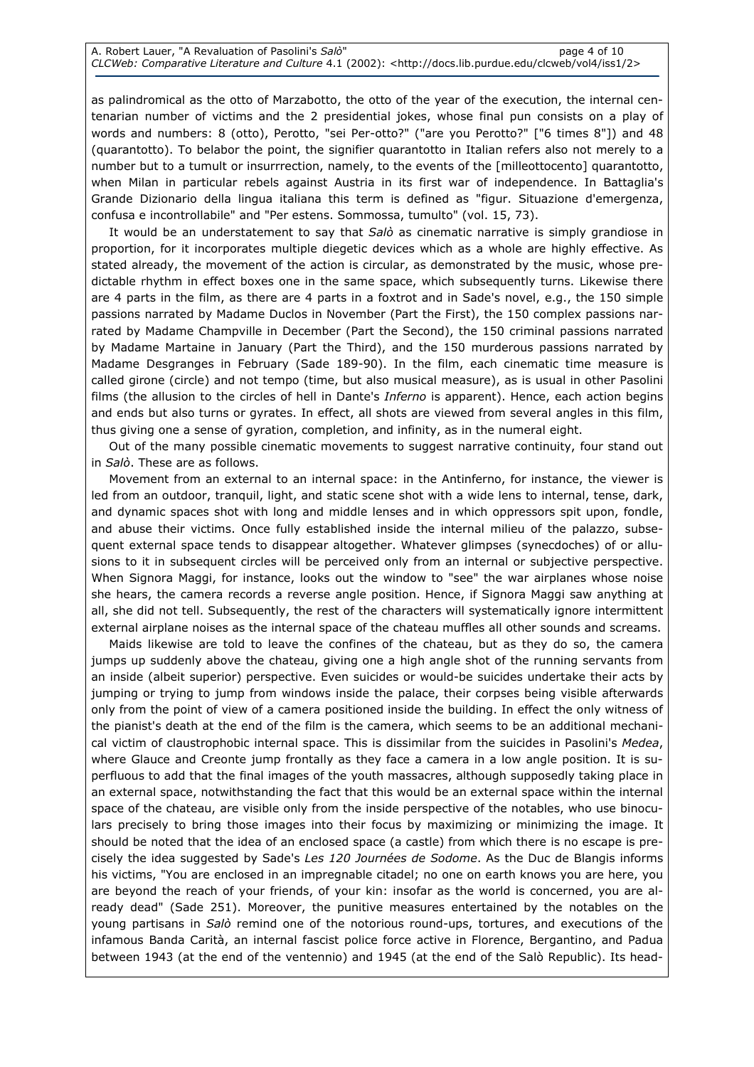as palindromical as the otto of Marzabotto, the otto of the year of the execution, the internal centenarian number of victims and the 2 presidential jokes, whose final pun consists on a play of words and numbers: 8 (otto), Perotto, "sei Per-otto?" ("are you Perotto?" ["6 times 8"]) and 48 (quarantotto). To belabor the point, the signifier quarantotto in Italian refers also not merely to a number but to a tumult or insurrrection, namely, to the events of the [milleottocento] quarantotto, when Milan in particular rebels against Austria in its first war of independence. In Battaglia's Grande Dizionario della lingua italiana this term is defined as "figur. Situazione d'emergenza, confusa e incontrollabile" and "Per estens. Sommossa, tumulto" (vol. 15, 73).

It would be an understatement to say that *Salò* as cinematic narrative is simply grandiose in proportion, for it incorporates multiple diegetic devices which as a whole are highly effective. As stated already, the movement of the action is circular, as demonstrated by the music, whose predictable rhythm in effect boxes one in the same space, which subsequently turns. Likewise there are 4 parts in the film, as there are 4 parts in a foxtrot and in Sade's novel, e.g., the 150 simple passions narrated by Madame Duclos in November (Part the First), the 150 complex passions narrated by Madame Champville in December (Part the Second), the 150 criminal passions narrated by Madame Martaine in January (Part the Third), and the 150 murderous passions narrated by Madame Desgranges in February (Sade 189-90). In the film, each cinematic time measure is called girone (circle) and not tempo (time, but also musical measure), as is usual in other Pasolini films (the allusion to the circles of hell in Dante's *Inferno* is apparent). Hence, each action begins and ends but also turns or gyrates. In effect, all shots are viewed from several angles in this film, thus giving one a sense of gyration, completion, and infinity, as in the numeral eight.

Out of the many possible cinematic movements to suggest narrative continuity, four stand out in *Salò*. These are as follows.

Movement from an external to an internal space: in the Antinferno, for instance, the viewer is led from an outdoor, tranquil, light, and static scene shot with a wide lens to internal, tense, dark, and dynamic spaces shot with long and middle lenses and in which oppressors spit upon, fondle, and abuse their victims. Once fully established inside the internal milieu of the palazzo, subsequent external space tends to disappear altogether. Whatever glimpses (synecdoches) of or allusions to it in subsequent circles will be perceived only from an internal or subjective perspective. When Signora Maggi, for instance, looks out the window to "see" the war airplanes whose noise she hears, the camera records a reverse angle position. Hence, if Signora Maggi saw anything at all, she did not tell. Subsequently, the rest of the characters will systematically ignore intermittent external airplane noises as the internal space of the chateau muffles all other sounds and screams.

Maids likewise are told to leave the confines of the chateau, but as they do so, the camera jumps up suddenly above the chateau, giving one a high angle shot of the running servants from an inside (albeit superior) perspective. Even suicides or would-be suicides undertake their acts by jumping or trying to jump from windows inside the palace, their corpses being visible afterwards only from the point of view of a camera positioned inside the building. In effect the only witness of the pianist's death at the end of the film is the camera, which seems to be an additional mechanical victim of claustrophobic internal space. This is dissimilar from the suicides in Pasolini's *Medea*, where Glauce and Creonte jump frontally as they face a camera in a low angle position. It is superfluous to add that the final images of the youth massacres, although supposedly taking place in an external space, notwithstanding the fact that this would be an external space within the internal space of the chateau, are visible only from the inside perspective of the notables, who use binoculars precisely to bring those images into their focus by maximizing or minimizing the image. It should be noted that the idea of an enclosed space (a castle) from which there is no escape is precisely the idea suggested by Sade's *Les 120 Journées de Sodome*. As the Duc de Blangis informs his victims, "You are enclosed in an impregnable citadel; no one on earth knows you are here, you are beyond the reach of your friends, of your kin: insofar as the world is concerned, you are already dead" (Sade 251). Moreover, the punitive measures entertained by the notables on the young partisans in *Salò* remind one of the notorious round-ups, tortures, and executions of the infamous Banda Carità, an internal fascist police force active in Florence, Bergantino, and Padua between 1943 (at the end of the ventennio) and 1945 (at the end of the Salò Republic). Its head-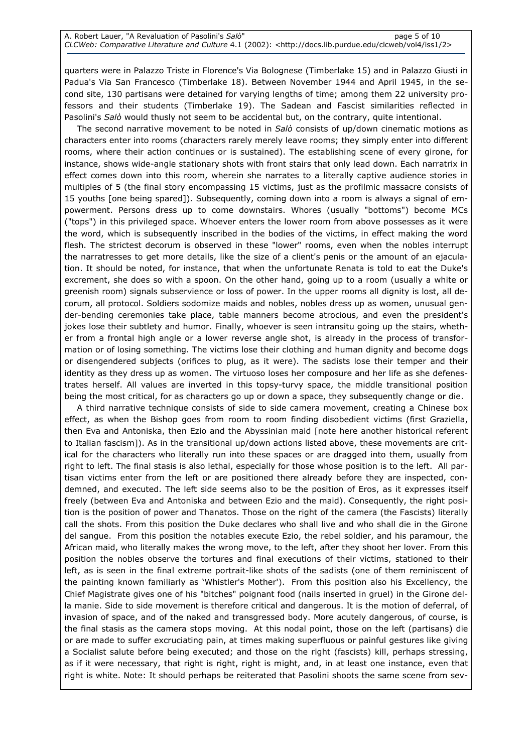quarters were in Palazzo Triste in Florence's Via Bolognese (Timberlake 15) and in Palazzo Giusti in Padua's Via San Francesco (Timberlake 18). Between November 1944 and April 1945, in the second site, 130 partisans were detained for varying lengths of time; among them 22 university professors and their students (Timberlake 19). The Sadean and Fascist similarities reflected in Pasolini's *Salò* would thusly not seem to be accidental but, on the contrary, quite intentional.

The second narrative movement to be noted in *Salò* consists of up/down cinematic motions as characters enter into rooms (characters rarely merely leave rooms; they simply enter into different rooms, where their action continues or is sustained). The establishing scene of every girone, for instance, shows wide-angle stationary shots with front stairs that only lead down. Each narratrix in effect comes down into this room, wherein she narrates to a literally captive audience stories in multiples of 5 (the final story encompassing 15 victims, just as the profilmic massacre consists of 15 youths [one being spared]). Subsequently, coming down into a room is always a signal of empowerment. Persons dress up to come downstairs. Whores (usually "bottoms") become MCs ("tops") in this privileged space. Whoever enters the lower room from above possesses as it were the word, which is subsequently inscribed in the bodies of the victims, in effect making the word flesh. The strictest decorum is observed in these "lower" rooms, even when the nobles interrupt the narratresses to get more details, like the size of a client's penis or the amount of an ejaculation. It should be noted, for instance, that when the unfortunate Renata is told to eat the Duke's excrement, she does so with a spoon. On the other hand, going up to a room (usually a white or greenish room) signals subservience or loss of power. In the upper rooms all dignity is lost, all decorum, all protocol. Soldiers sodomize maids and nobles, nobles dress up as women, unusual gender-bending ceremonies take place, table manners become atrocious, and even the president's jokes lose their subtlety and humor. Finally, whoever is seen intransitu going up the stairs, whether from a frontal high angle or a lower reverse angle shot, is already in the process of transformation or of losing something. The victims lose their clothing and human dignity and become dogs or disengendered subjects (orifices to plug, as it were). The sadists lose their temper and their identity as they dress up as women. The virtuoso loses her composure and her life as she defenestrates herself. All values are inverted in this topsy-turvy space, the middle transitional position being the most critical, for as characters go up or down a space, they subsequently change or die.

A third narrative technique consists of side to side camera movement, creating a Chinese box effect, as when the Bishop goes from room to room finding disobedient victims (first Graziella, then Eva and Antoniska, then Ezio and the Abyssinian maid [note here another historical referent to Italian fascism]). As in the transitional up/down actions listed above, these movements are critical for the characters who literally run into these spaces or are dragged into them, usually from right to left. The final stasis is also lethal, especially for those whose position is to the left. All partisan victims enter from the left or are positioned there already before they are inspected, condemned, and executed. The left side seems also to be the position of Eros, as it expresses itself freely (between Eva and Antoniska and between Ezio and the maid). Consequently, the right position is the position of power and Thanatos. Those on the right of the camera (the Fascists) literally call the shots. From this position the Duke declares who shall live and who shall die in the Girone del sangue. From this position the notables execute Ezio, the rebel soldier, and his paramour, the African maid, who literally makes the wrong move, to the left, after they shoot her lover. From this position the nobles observe the tortures and final executions of their victims, stationed to their left, as is seen in the final extreme portrait-like shots of the sadists (one of them reminiscent of the painting known familiarly as 'Whistler's Mother'). From this position also his Excellency, the Chief Magistrate gives one of his "bitches" poignant food (nails inserted in gruel) in the Girone della manie. Side to side movement is therefore critical and dangerous. It is the motion of deferral, of invasion of space, and of the naked and transgressed body. More acutely dangerous, of course, is the final stasis as the camera stops moving. At this nodal point, those on the left (partisans) die or are made to suffer excruciating pain, at times making superfluous or painful gestures like giving a Socialist salute before being executed; and those on the right (fascists) kill, perhaps stressing, as if it were necessary, that right is right, right is might, and, in at least one instance, even that right is white. Note: It should perhaps be reiterated that Pasolini shoots the same scene from sev-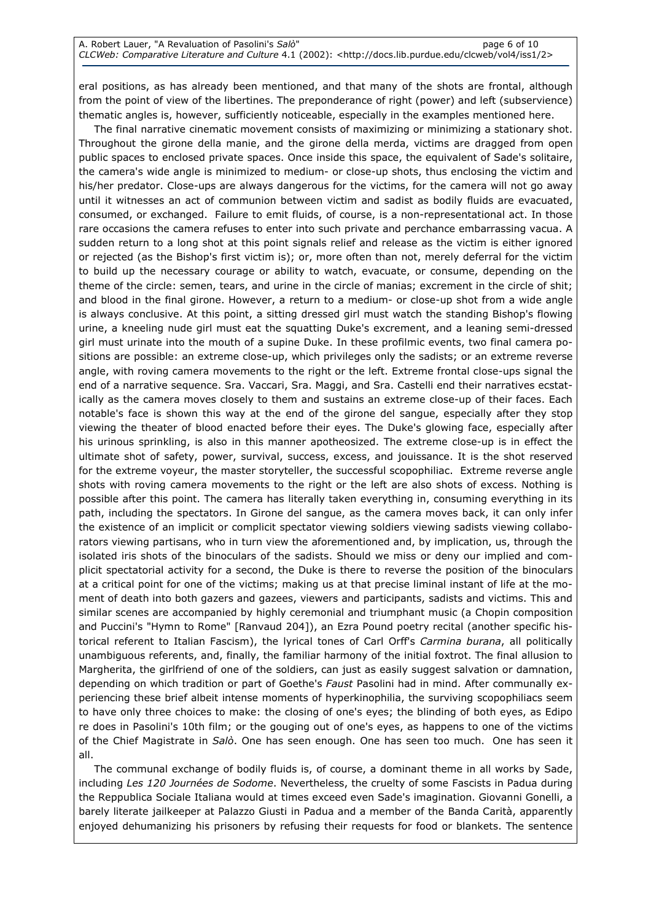eral positions, as has already been mentioned, and that many of the shots are frontal, although from the point of view of the libertines. The preponderance of right (power) and left (subservience) thematic angles is, however, sufficiently noticeable, especially in the examples mentioned here.

The final narrative cinematic movement consists of maximizing or minimizing a stationary shot. Throughout the girone della manie, and the girone della merda, victims are dragged from open public spaces to enclosed private spaces. Once inside this space, the equivalent of Sade's solitaire, the camera's wide angle is minimized to medium- or close-up shots, thus enclosing the victim and his/her predator. Close-ups are always dangerous for the victims, for the camera will not go away until it witnesses an act of communion between victim and sadist as bodily fluids are evacuated, consumed, or exchanged. Failure to emit fluids, of course, is a non-representational act. In those rare occasions the camera refuses to enter into such private and perchance embarrassing vacua. A sudden return to a long shot at this point signals relief and release as the victim is either ignored or rejected (as the Bishop's first victim is); or, more often than not, merely deferral for the victim to build up the necessary courage or ability to watch, evacuate, or consume, depending on the theme of the circle: semen, tears, and urine in the circle of manias; excrement in the circle of shit; and blood in the final girone. However, a return to a medium- or close-up shot from a wide angle is always conclusive. At this point, a sitting dressed girl must watch the standing Bishop's flowing urine, a kneeling nude girl must eat the squatting Duke's excrement, and a leaning semi-dressed girl must urinate into the mouth of a supine Duke. In these profilmic events, two final camera positions are possible: an extreme close-up, which privileges only the sadists; or an extreme reverse angle, with roving camera movements to the right or the left. Extreme frontal close-ups signal the end of a narrative sequence. Sra. Vaccari, Sra. Maggi, and Sra. Castelli end their narratives ecstatically as the camera moves closely to them and sustains an extreme close-up of their faces. Each notable's face is shown this way at the end of the girone del sangue, especially after they stop viewing the theater of blood enacted before their eyes. The Duke's glowing face, especially after his urinous sprinkling, is also in this manner apotheosized. The extreme close-up is in effect the ultimate shot of safety, power, survival, success, excess, and jouissance. It is the shot reserved for the extreme voyeur, the master storyteller, the successful scopophiliac. Extreme reverse angle shots with roving camera movements to the right or the left are also shots of excess. Nothing is possible after this point. The camera has literally taken everything in, consuming everything in its path, including the spectators. In Girone del sangue, as the camera moves back, it can only infer the existence of an implicit or complicit spectator viewing soldiers viewing sadists viewing collaborators viewing partisans, who in turn view the aforementioned and, by implication, us, through the isolated iris shots of the binoculars of the sadists. Should we miss or deny our implied and complicit spectatorial activity for a second, the Duke is there to reverse the position of the binoculars at a critical point for one of the victims; making us at that precise liminal instant of life at the moment of death into both gazers and gazees, viewers and participants, sadists and victims. This and similar scenes are accompanied by highly ceremonial and triumphant music (a Chopin composition and Puccini's "Hymn to Rome" [Ranvaud 204]), an Ezra Pound poetry recital (another specific historical referent to Italian Fascism), the lyrical tones of Carl Orff's *Carmina burana*, all politically unambiguous referents, and, finally, the familiar harmony of the initial foxtrot. The final allusion to Margherita, the girlfriend of one of the soldiers, can just as easily suggest salvation or damnation, depending on which tradition or part of Goethe's *Faust* Pasolini had in mind. After communally experiencing these brief albeit intense moments of hyperkinophilia, the surviving scopophiliacs seem to have only three choices to make: the closing of one's eyes; the blinding of both eyes, as Edipo re does in Pasolini's 10th film; or the gouging out of one's eyes, as happens to one of the victims of the Chief Magistrate in *Salò*. One has seen enough. One has seen too much. One has seen it all.

The communal exchange of bodily fluids is, of course, a dominant theme in all works by Sade, including *Les 120 Journées de Sodome*. Nevertheless, the cruelty of some Fascists in Padua during the Reppublica Sociale Italiana would at times exceed even Sade's imagination. Giovanni Gonelli, a barely literate jailkeeper at Palazzo Giusti in Padua and a member of the Banda Carità, apparently enjoyed dehumanizing his prisoners by refusing their requests for food or blankets. The sentence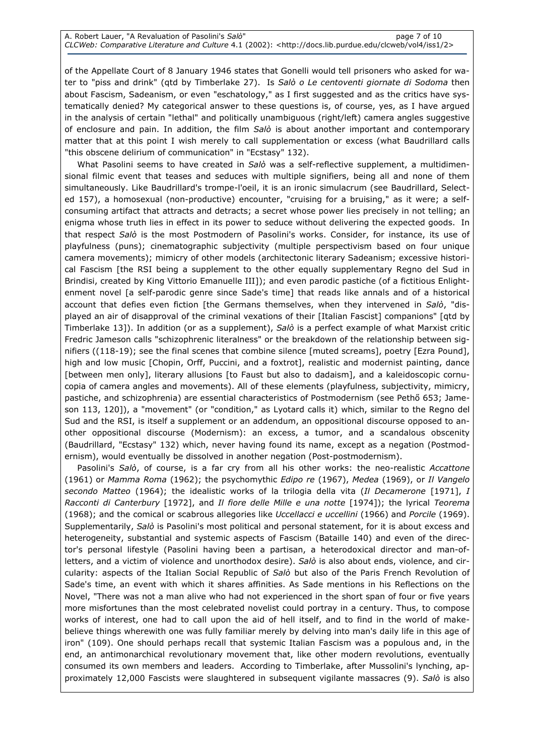of the Appellate Court of 8 January 1946 states that Gonelli would tell prisoners who asked for water to "piss and drink" (qtd by Timberlake 27). Is *Salò o Le centoventi giornate di Sodoma* then about Fascism, Sadeanism, or even "eschatology," as I first suggested and as the critics have systematically denied? My categorical answer to these questions is, of course, yes, as I have argued in the analysis of certain "lethal" and politically unambiguous (right/left) camera angles suggestive of enclosure and pain. In addition, the film *Salò* is about another important and contemporary matter that at this point I wish merely to call supplementation or excess (what Baudrillard calls "this obscene delirium of communication" in "Ecstasy" 132).

What Pasolini seems to have created in *Salò* was a self-reflective supplement, a multidimensional filmic event that teases and seduces with multiple signifiers, being all and none of them simultaneously. Like Baudrillard's trompe-l'oeil, it is an ironic simulacrum (see Baudrillard, Selected 157), a homosexual (non-productive) encounter, "cruising for a bruising," as it were; a self-consuming artifact that attracts and detracts; a secret whose power lies precisely in not telling; an enigma whose truth lies in effect in its power to seduce without delivering the expected goods. In that respect *Salò* is the most Postmodern of Pasolini's works. Consider, for instance, its use of playfulness (puns); cinematographic subjectivity (multiple perspectivism based on four unique camera movements); mimicry of other models (architectonic literary Sadeanism; excessive historical Fascism [the RSI being a supplement to the other equally supplementary Regno del Sud in Brindisi, created by King Vittorio Emanuelle III]); and even parodic pastiche (of a fictitious Enlightenment novel [a self-parodic genre since Sade's time] that reads like annals and of a historical account that defies even fiction [the Germans themselves, when they intervened in *Salò*, "displayed an air of disapproval of the criminal vexations of their [Italian Fascist] companions" [qtd by Timberlake 13]). In addition (or as a supplement), *Salò* is a perfect example of what Marxist critic Fredric Jameson calls "schizophrenic literalness" or the breakdown of the relationship between signifiers ((118-19); see the final scenes that combine silence [muted screams], poetry [Ezra Pound], high and low music [Chopin, Orff, Puccini, and a foxtrot], realistic and modernist painting, dance [between men only], literary allusions [to Faust but also to dadaism], and a kaleidoscopic cornucopia of camera angles and movements). All of these elements (playfulness, subjectivity, mimicry, pastiche, and schizophrenia) are essential characteristics of Postmodernism (see Pethő 653; Jameson 113, 120]), a "movement" (or "condition," as Lyotard calls it) which, similar to the Regno del Sud and the RSI, is itself a supplement or an addendum, an oppositional discourse opposed to another oppositional discourse (Modernism): an excess, a tumor, and a scandalous obscenity (Baudrillard, "Ecstasy" 132) which, never having found its name, except as a negation (Postmodernism), would eventually be dissolved in another negation (Post-postmodernism).

Pasolini's *Salò*, of course, is a far cry from all his other works: the neo-realistic *Accattone* (1961) or *Mamma Roma* (1962); the psychomythic *Edipo re* (1967), *Medea* (1969), or *Il Vangelo secondo Matteo* (1964); the idealistic works of la trilogia della vita (*Il Decamerone* [1971], *I Racconti di Canterbury* [1972], and *Il fiore delle Mille e una notte* [1974]); the lyrical *Teorema* (1968); and the comical or scabrous allegories like *Uccellacci e uccellini* (1966) and *Porcile* (1969). Supplementarily, *Salò* is Pasolini's most political and personal statement, for it is about excess and heterogeneity, substantial and systemic aspects of Fascism (Bataille 140) and even of the director's personal lifestyle (Pasolini having been a partisan, a heterodoxical director and man-of-letters, and a victim of violence and unorthodox desire). *Salò* is also about ends, violence, and circularity: aspects of the Italian Social Republic of *Salò* but also of the Paris French Revolution of Sade's time, an event with which it shares affinities. As Sade mentions in his Reflections on the Novel, "There was not a man alive who had not experienced in the short span of four or five years more misfortunes than the most celebrated novelist could portray in a century. Thus, to compose works of interest, one had to call upon the aid of hell itself, and to find in the world of make-believe things wherewith one was fully familiar merely by delving into man's daily life in this age of iron" (109). One should perhaps recall that systemic Italian Fascism was a populous and, in the end, an antimonarchical revolutionary movement that, like other modern revolutions, eventually consumed its own members and leaders. According to Timberlake, after Mussolini's lynching, approximately 12,000 Fascists were slaughtered in subsequent vigilante massacres (9). *Salò* is also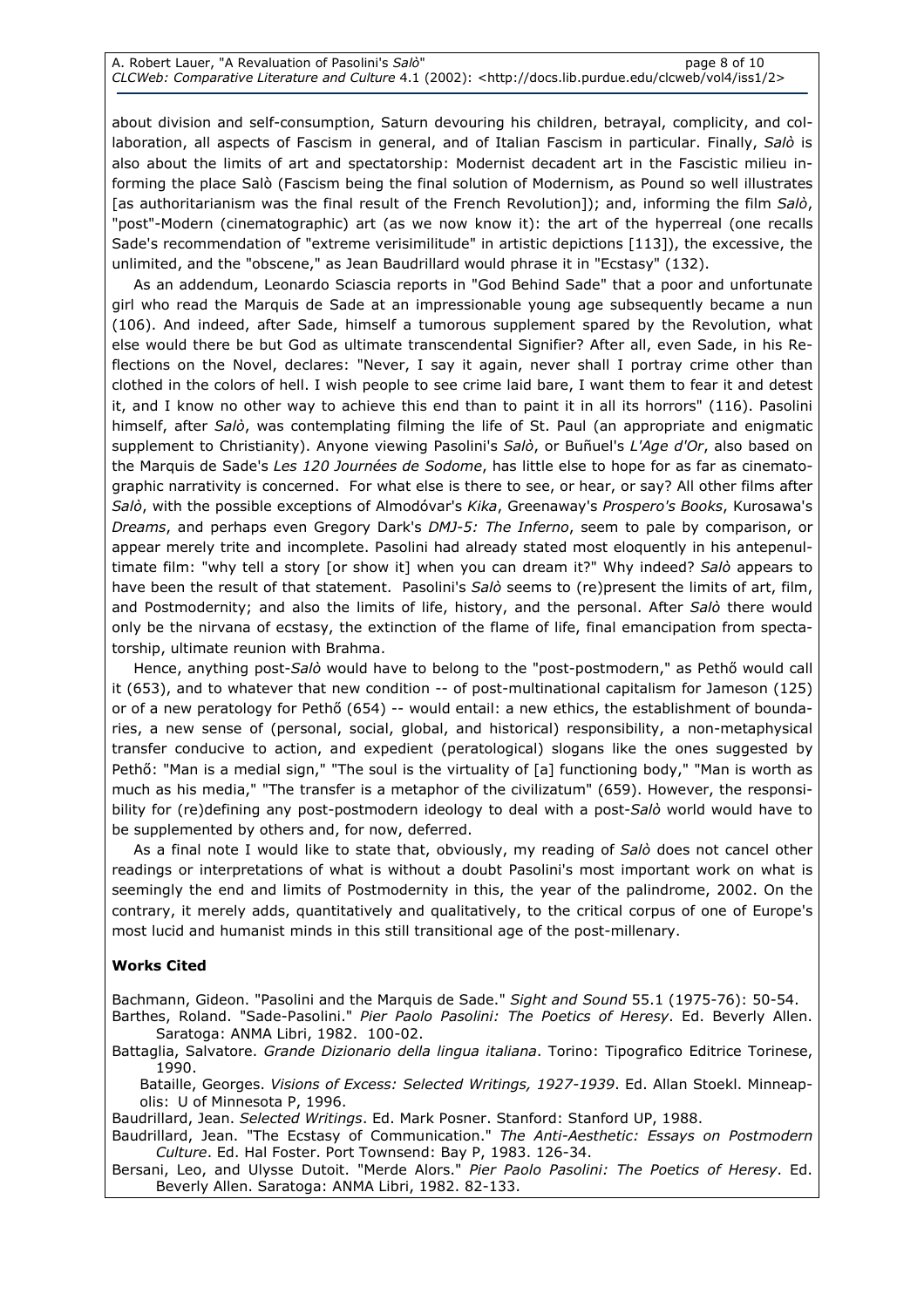about division and self-consumption, Saturn devouring his children, betrayal, complicity, and collaboration, all aspects of Fascism in general, and of Italian Fascism in particular. Finally, *Salò* is also about the limits of art and spectatorship: Modernist decadent art in the Fascistic milieu informing the place Salò (Fascism being the final solution of Modernism, as Pound so well illustrates [as authoritarianism was the final result of the French Revolution]); and, informing the film *Salò*, "post"-Modern (cinematographic) art (as we now know it): the art of the hyperreal (one recalls Sade's recommendation of "extreme verisimilitude" in artistic depictions [113]), the excessive, the unlimited, and the "obscene," as Jean Baudrillard would phrase it in "Ecstasy" (132).

As an addendum, Leonardo Sciascia reports in "God Behind Sade" that a poor and unfortunate girl who read the Marquis de Sade at an impressionable young age subsequently became a nun (106). And indeed, after Sade, himself a tumorous supplement spared by the Revolution, what else would there be but God as ultimate transcendental Signifier? After all, even Sade, in his Reflections on the Novel, declares: "Never, I say it again, never shall I portray crime other than clothed in the colors of hell. I wish people to see crime laid bare, I want them to fear it and detest it, and I know no other way to achieve this end than to paint it in all its horrors" (116). Pasolini himself, after *Salò*, was contemplating filming the life of St. Paul (an appropriate and enigmatic supplement to Christianity). Anyone viewing Pasolini's *Salò*, or Buñuel's *L'Age d'Or*, also based on the Marquis de Sade's *Les 120 Journées de Sodome*, has little else to hope for as far as cinematographic narrativity is concerned. For what else is there to see, or hear, or say? All other films after *Salò*, with the possible exceptions of Almodóvar's *Kika*, Greenaway's *Prospero's Books*, Kurosawa's *Dreams*, and perhaps even Gregory Dark's *DMJ-5: The Inferno*, seem to pale by comparison, or appear merely trite and incomplete. Pasolini had already stated most eloquently in his antepenultimate film: "why tell a story [or show it] when you can dream it?" Why indeed? *Salò* appears to have been the result of that statement. Pasolini's *Salò* seems to (re)present the limits of art, film, and Postmodernity; and also the limits of life, history, and the personal. After *Salò* there would only be the nirvana of ecstasy, the extinction of the flame of life, final emancipation from spectatorship, ultimate reunion with Brahma.

Hence, anything post-*Salò* would have to belong to the "post-postmodern," as Pethő would call it (653), and to whatever that new condition -- of post-multinational capitalism for Jameson (125) or of a new peratology for Pethő (654) -- would entail: a new ethics, the establishment of boundaries, a new sense of (personal, social, global, and historical) responsibility, a non-metaphysical transfer conducive to action, and expedient (peratological) slogans like the ones suggested by Pethő: "Man is a medial sign," "The soul is the virtuality of [a] functioning body," "Man is worth as much as his media," "The transfer is a metaphor of the civilizatum" (659). However, the responsibility for (re)defining any post-postmodern ideology to deal with a post-*Salò* world would have to be supplemented by others and, for now, deferred.

As a final note I would like to state that, obviously, my reading of *Salò* does not cancel other readings or interpretations of what is without a doubt Pasolini's most important work on what is seemingly the end and limits of Postmodernity in this, the year of the palindrome, 2002. On the contrary, it merely adds, quantitatively and qualitatively, to the critical corpus of one of Europe's most lucid and humanist minds in this still transitional age of the post-millenary.

**Works Cited**

Bachmann, Gideon. "Pasolini and the Marquis de Sade." *Sight and Sound* 55.1 (1975-76): 50-54.

Barthes, Roland. "Sade-Pasolini." *Pier Paolo Pasolini: The Poetics of Heresy*. Ed. Beverly Allen. Saratoga: ANMA Libri, 1982. 100-02.

Battaglia, Salvatore. *Grande Dizionario della lingua italiana*. Torino: Tipografico Editrice Torinese, 1990.

Bataille, Georges. *Visions of Excess: Selected Writings, 1927-1939*. Ed. Allan Stoekl. Minneapolis: U of Minnesota P, 1996.

Baudrillard, Jean. *Selected Writings*. Ed. Mark Posner. Stanford: Stanford UP, 1988.

Baudrillard, Jean. "The Ecstasy of Communication." *The Anti-Aesthetic: Essays on Postmodern Culture*. Ed. Hal Foster. Port Townsend: Bay P, 1983. 126-34.

Bersani, Leo, and Ulysse Dutoit. "Merde Alors." *Pier Paolo Pasolini: The Poetics of Heresy*. Ed. Beverly Allen. Saratoga: ANMA Libri, 1982. 82-133.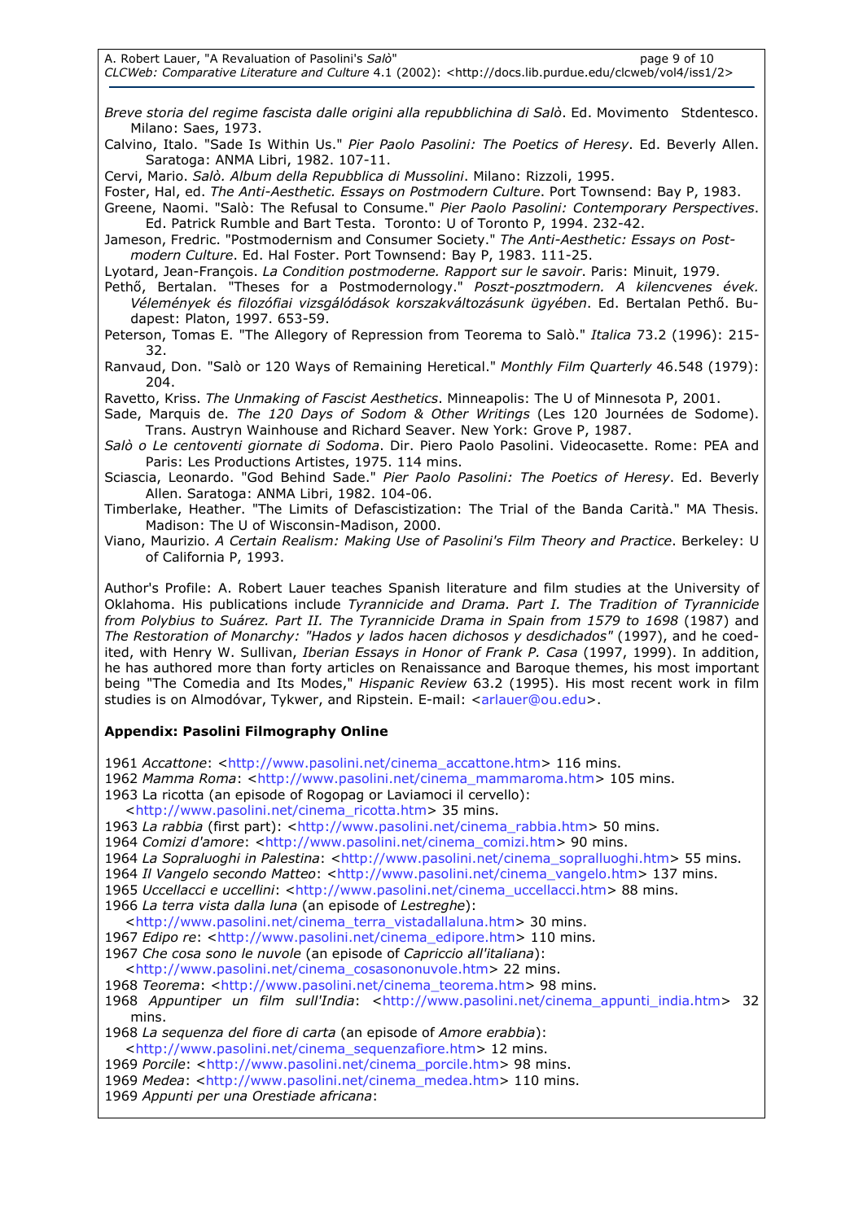*Breve storia del regime fascista dalle origini alla repubblichina di Salò*. Ed. Movimento Stdentesco. Milano: Saes, 1973.

Calvino, Italo. "Sade Is Within Us." *Pier Paolo Pasolini: The Poetics of Heresy*. Ed. Beverly Allen. Saratoga: ANMA Libri, 1982. 107-11.

Cervi, Mario. *Salò. Album della Repubblica di Mussolini*. Milano: Rizzoli, 1995.

Foster, Hal, ed. *The Anti-Aesthetic. Essays on Postmodern Culture*. Port Townsend: Bay P, 1983.

Greene, Naomi. "Salò: The Refusal to Consume." *Pier Paolo Pasolini: Contemporary Perspectives*. Ed. Patrick Rumble and Bart Testa. Toronto: U of Toronto P, 1994. 232-42.

Jameson, Fredric. "Postmodernism and Consumer Society." *The Anti-Aesthetic: Essays on Post-modern Culture*. Ed. Hal Foster. Port Townsend: Bay P, 1983. 111-25.

Lyotard, Jean-François. *La Condition postmoderne. Rapport sur le savoir*. Paris: Minuit, 1979.

Pethő, Bertalan. "Theses for a Postmodernology." *Poszt-posztmodern. A kilencvenes évek. Vélemények és filozófiai vizsgálódások korszakváltozásunk ügyében*. Ed. Bertalan Pethő. Budapest: Platon, 1997. 653-59.

Peterson, Tomas E. "The Allegory of Repression from Teorema to Salò." *Italica* 73.2 (1996): 215-32.

Ranvaud, Don. "Salò or 120 Ways of Remaining Heretical." *Monthly Film Quarterly* 46.548 (1979): 204.

Ravetto, Kriss. *The Unmaking of Fascist Aesthetics*. Minneapolis: The U of Minnesota P, 2001.

Sade, Marquis de. *The 120 Days of Sodom & Other Writings* (Les 120 Journées de Sodome). Trans. Austryn Wainhouse and Richard Seaver. New York: Grove P, 1987.

*Salò o Le centoventi giornate di Sodoma*. Dir. Piero Paolo Pasolini. Videocasette. Rome: PEA and Paris: Les Productions Artistes, 1975. 114 mins.

Sciascia, Leonardo. "God Behind Sade." *Pier Paolo Pasolini: The Poetics of Heresy*. Ed. Beverly Allen. Saratoga: ANMA Libri, 1982. 104-06.

Timberlake, Heather. "The Limits of Defascistization: The Trial of the Banda Carità." MA Thesis. Madison: The U of Wisconsin-Madison, 2000.

Viano, Maurizio. *A Certain Realism: Making Use of Pasolini's Film Theory and Practice*. Berkeley: U of California P, 1993.

Author's Profile: A. Robert Lauer teaches Spanish literature and film studies at the University of Oklahoma. His publications include *Tyrannicide and Drama. Part I. The Tradition of Tyrannicide from Polybius to Suárez. Part II. The Tyrannicide Drama in Spain from 1579 to 1698* (1987) and *The Restoration of Monarchy: "Hados y lados hacen dichosos y desdichados"* (1997), and he coedited, with Henry W. Sullivan, *Iberian Essays in Honor of Frank P. Casa* (1997, 1999). In addition, he has authored more than forty articles on Renaissance and Baroque themes, his most important being "The Comedia and Its Modes," *Hispanic Review* 63.2 (1995). His most recent work in film studies is on Almodóvar, Tykwer, and Ripstein. E-mail: <arlauer@ou.edu>.

**Appendix: Pasolini Filmography Online**

1961 *Accattone*: <http://www.pasolini.net/cinema_accattone.htm> 116 mins.
1962 *Mamma Roma*: <http://www.pasolini.net/cinema_mammaroma.htm> 105 mins.
1963 La ricotta (an episode of Rogopag or Laviamoci il cervello): <http://www.pasolini.net/cinema_ricotta.htm> 35 mins.
1963 *La rabbia* (first part): <http://www.pasolini.net/cinema_rabbia.htm> 50 mins.
1964 *Comizi d'amore*: <http://www.pasolini.net/cinema_comizi.htm> 90 mins.
1964 *La Sopraluoghi in Palestina*: <http://www.pasolini.net/cinema_sopralluoghi.htm> 55 mins.
1964 *Il Vangelo secondo Matteo*: <http://www.pasolini.net/cinema_vangelo.htm> 137 mins.
1965 *Uccellacci e uccellini*: <http://www.pasolini.net/cinema_uccellacci.htm> 88 mins.
1966 *La terra vista dalla luna* (an episode of *Lestreghe*): <http://www.pasolini.net/cinema_terra_vistadallaluna.htm> 30 mins.
1967 *Edipo re*: <http://www.pasolini.net/cinema_edipore.htm> 110 mins.
1967 *Che cosa sono le nuvole* (an episode of *Capriccio all'italiana*): <http://www.pasolini.net/cinema_cosasononuvole.htm> 22 mins.
1968 *Teorema*: <http://www.pasolini.net/cinema_teorema.htm> 98 mins.
1968 *Appuntiper un film sull'India*: <http://www.pasolini.net/cinema_appunti_india.htm> 32 mins.
1968 *La sequenza del fiore di carta* (an episode of *Amore erabbia*): <http://www.pasolini.net/cinema_sequenzafiore.htm> 12 mins.
1969 *Porcile*: <http://www.pasolini.net/cinema_porcile.htm> 98 mins.
1969 *Medea*: <http://www.pasolini.net/cinema_medea.htm> 110 mins.
1969 *Appunti per una Orestiade africana*: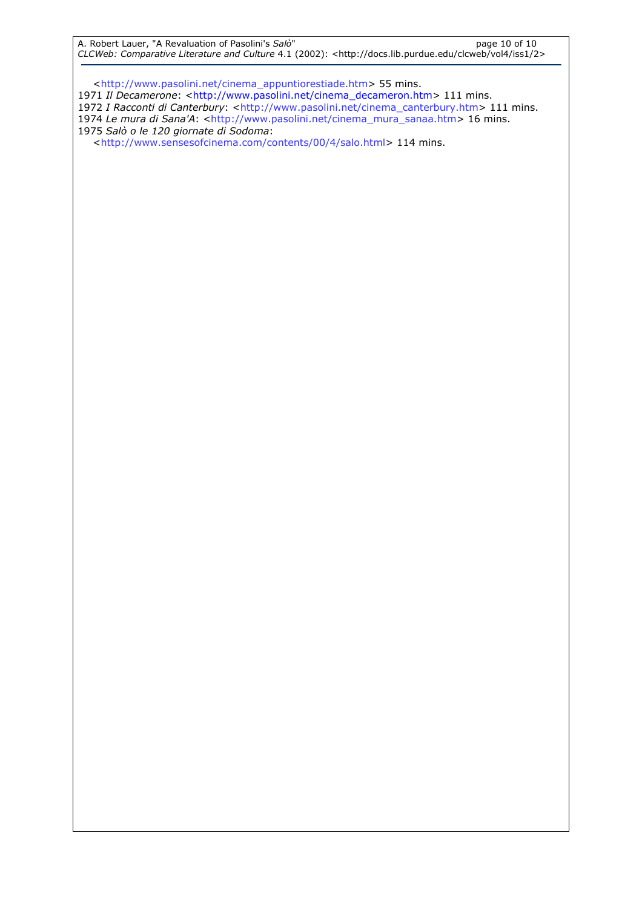<http://www.pasolini.net/cinema_appuntiorestiade.htm> 55 mins.
1971 *Il Decamerone*: <http://www.pasolini.net/cinema_decameron.htm> 111 mins.
1972 *I Racconti di Canterbury*: <http://www.pasolini.net/cinema_canterbury.htm> 111 mins.
1974 *Le mura di Sana'A*: <http://www.pasolini.net/cinema_mura_sanaa.htm> 16 mins.
1975 *Salò o le 120 giornate di Sodoma*:
<http://www.sensesofcinema.com/contents/00/4/salo.html> 114 mins.